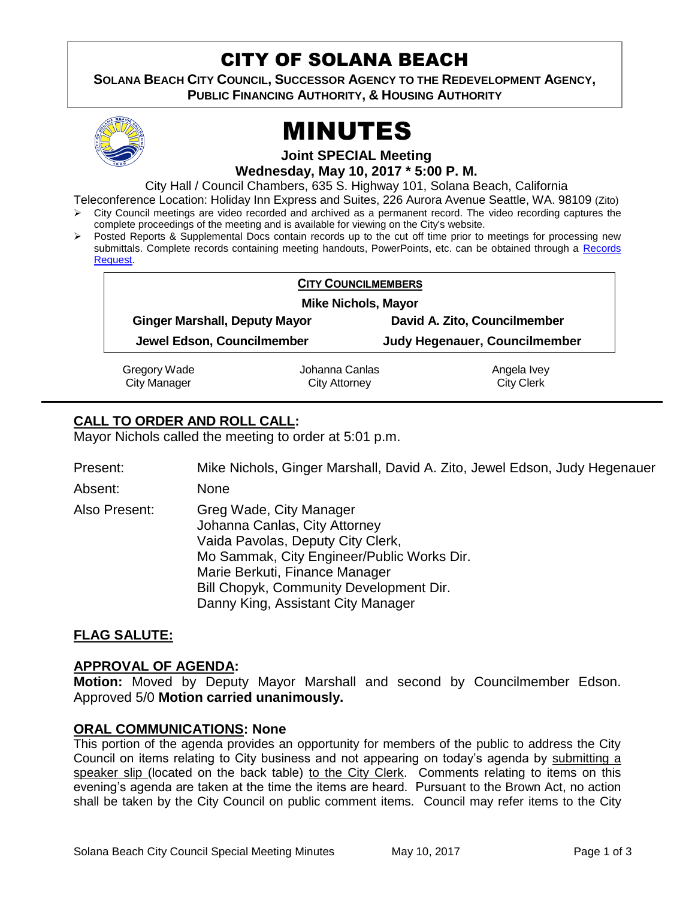# CITY OF SOLANA BEACH

**SOLANA BEACH CITY COUNCIL, SUCCESSOR AGENCY TO THE REDEVELOPMENT AGENCY, PUBLIC FINANCING AUTHORITY, & HOUSING AUTHORITY**

# MINUTES

**Joint SPECIAL Meeting**
**Wednesday, May 10, 2017 * 5:00 P. M.**

City Hall / Council Chambers, 635 S. Highway 101, Solana Beach, California
Teleconference Location: Holiday Inn Express and Suites, 226 Aurora Avenue Seattle, WA. 98109 (Zito)

- City Council meetings are video recorded and archived as a permanent record. The video recording captures the complete proceedings of the meeting and is available for viewing on the City's website.
- Posted Reports & Supplemental Docs contain records up to the cut off time prior to meetings for processing new submittals. Complete records containing meeting handouts, PowerPoints, etc. can be obtained through a Records Request.

**CITY COUNCILMEMBERS**

**Mike Nichols, Mayor**

| | |
|---|---|
| **Ginger Marshall, Deputy Mayor** | **David A. Zito, Councilmember** |
| **Jewel Edson, Councilmember** | **Judy Hegenauer, Councilmember** |

| | | |
|---|---|---|
| Gregory Wade<br>City Manager | Johanna Canlas<br>City Attorney | Angela Ivey<br>City Clerk |

## CALL TO ORDER AND ROLL CALL:

Mayor Nichols called the meeting to order at 5:01 p.m.

Present: Mike Nichols, Ginger Marshall, David A. Zito, Jewel Edson, Judy Hegenauer

Absent: None

Also Present: Greg Wade, City Manager
Johanna Canlas, City Attorney
Vaida Pavolas, Deputy City Clerk,
Mo Sammak, City Engineer/Public Works Dir.
Marie Berkuti, Finance Manager
Bill Chopyk, Community Development Dir.
Danny King, Assistant City Manager

## FLAG SALUTE:

## APPROVAL OF AGENDA:

**Motion:** Moved by Deputy Mayor Marshall and second by Councilmember Edson. Approved 5/0 **Motion carried unanimously.**

## ORAL COMMUNICATIONS: None

This portion of the agenda provides an opportunity for members of the public to address the City Council on items relating to City business and not appearing on today's agenda by submitting a speaker slip (located on the back table) to the City Clerk. Comments relating to items on this evening's agenda are taken at the time the items are heard. Pursuant to the Brown Act, no action shall be taken by the City Council on public comment items. Council may refer items to the City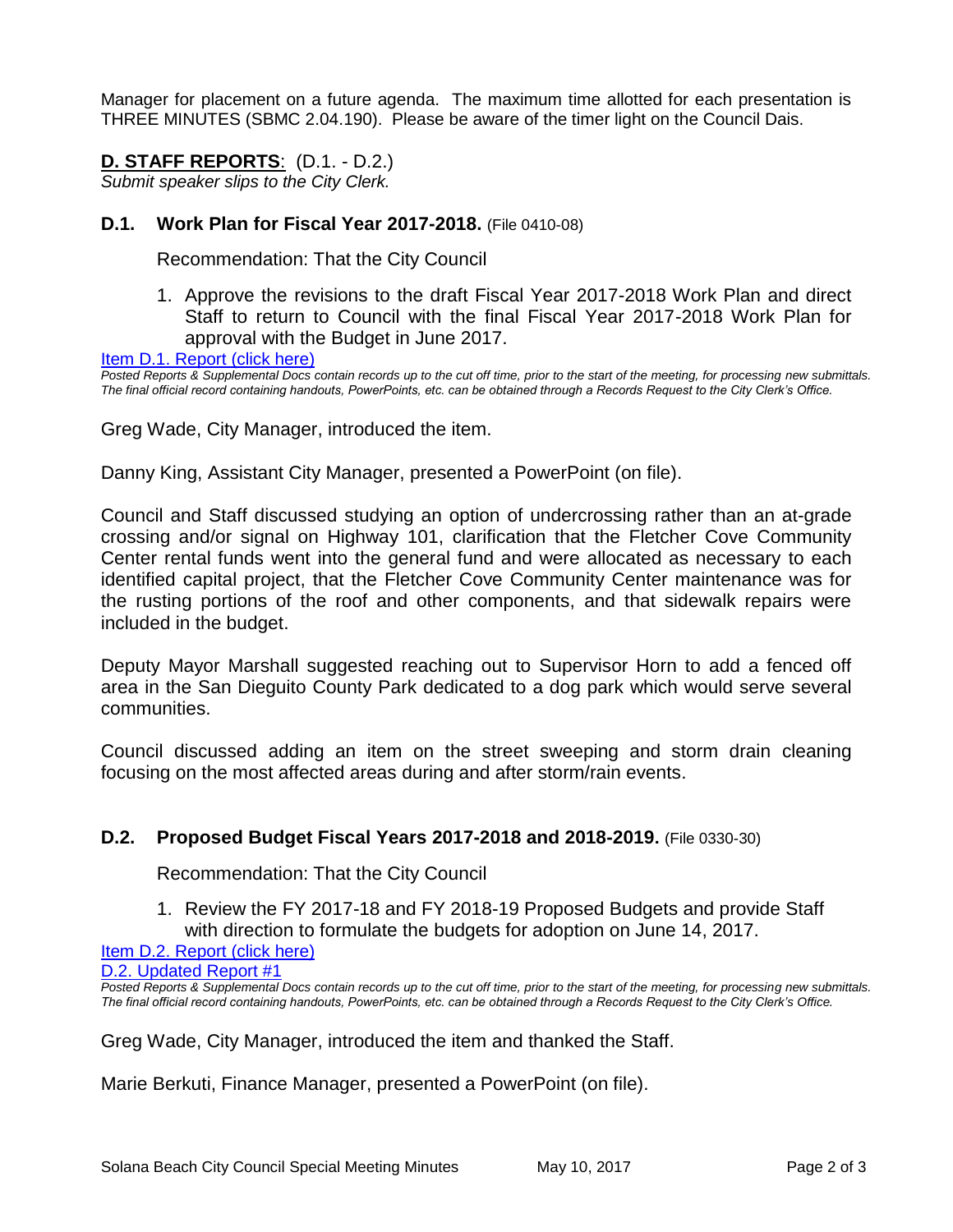Manager for placement on a future agenda. The maximum time allotted for each presentation is THREE MINUTES (SBMC 2.04.190). Please be aware of the timer light on the Council Dais.

## **D. STAFF REPORTS**: (D.1. - D.2.)

*Submit speaker slips to the City Clerk.*

### **D.1. Work Plan for Fiscal Year 2017-2018.** (File 0410-08)

Recommendation: That the City Council

1. Approve the revisions to the draft Fiscal Year 2017-2018 Work Plan and direct Staff to return to Council with the final Fiscal Year 2017-2018 Work Plan for approval with the Budget in June 2017.

Item D.1. Report (click here)

*Posted Reports & Supplemental Docs contain records up to the cut off time, prior to the start of the meeting, for processing new submittals. The final official record containing handouts, PowerPoints, etc. can be obtained through a Records Request to the City Clerk's Office.*

Greg Wade, City Manager, introduced the item.

Danny King, Assistant City Manager, presented a PowerPoint (on file).

Council and Staff discussed studying an option of undercrossing rather than an at-grade crossing and/or signal on Highway 101, clarification that the Fletcher Cove Community Center rental funds went into the general fund and were allocated as necessary to each identified capital project, that the Fletcher Cove Community Center maintenance was for the rusting portions of the roof and other components, and that sidewalk repairs were included in the budget.

Deputy Mayor Marshall suggested reaching out to Supervisor Horn to add a fenced off area in the San Dieguito County Park dedicated to a dog park which would serve several communities.

Council discussed adding an item on the street sweeping and storm drain cleaning focusing on the most affected areas during and after storm/rain events.

### **D.2. Proposed Budget Fiscal Years 2017-2018 and 2018-2019.** (File 0330-30)

Recommendation: That the City Council

1. Review the FY 2017-18 and FY 2018-19 Proposed Budgets and provide Staff with direction to formulate the budgets for adoption on June 14, 2017.

Item D.2. Report (click here)

D.2. Updated Report #1

*Posted Reports & Supplemental Docs contain records up to the cut off time, prior to the start of the meeting, for processing new submittals. The final official record containing handouts, PowerPoints, etc. can be obtained through a Records Request to the City Clerk's Office.*

Greg Wade, City Manager, introduced the item and thanked the Staff.

Marie Berkuti, Finance Manager, presented a PowerPoint (on file).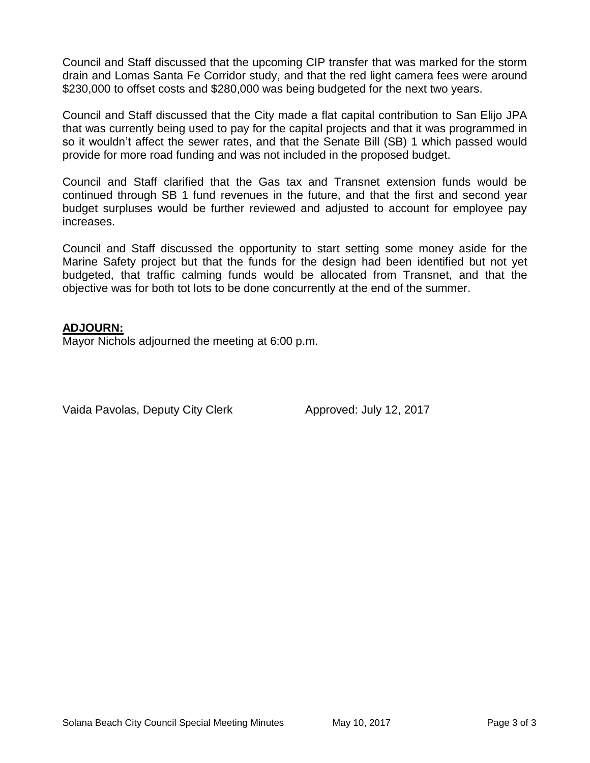Council and Staff discussed that the upcoming CIP transfer that was marked for the storm drain and Lomas Santa Fe Corridor study, and that the red light camera fees were around $230,000 to offset costs and $280,000 was being budgeted for the next two years.

Council and Staff discussed that the City made a flat capital contribution to San Elijo JPA that was currently being used to pay for the capital projects and that it was programmed in so it wouldn't affect the sewer rates, and that the Senate Bill (SB) 1 which passed would provide for more road funding and was not included in the proposed budget.

Council and Staff clarified that the Gas tax and Transnet extension funds would be continued through SB 1 fund revenues in the future, and that the first and second year budget surpluses would be further reviewed and adjusted to account for employee pay increases.

Council and Staff discussed the opportunity to start setting some money aside for the Marine Safety project but that the funds for the design had been identified but not yet budgeted, that traffic calming funds would be allocated from Transnet, and that the objective was for both tot lots to be done concurrently at the end of the summer.

**ADJOURN:**

Mayor Nichols adjourned the meeting at 6:00 p.m.

Vaida Pavolas, Deputy City Clerk    Approved: July 12, 2017